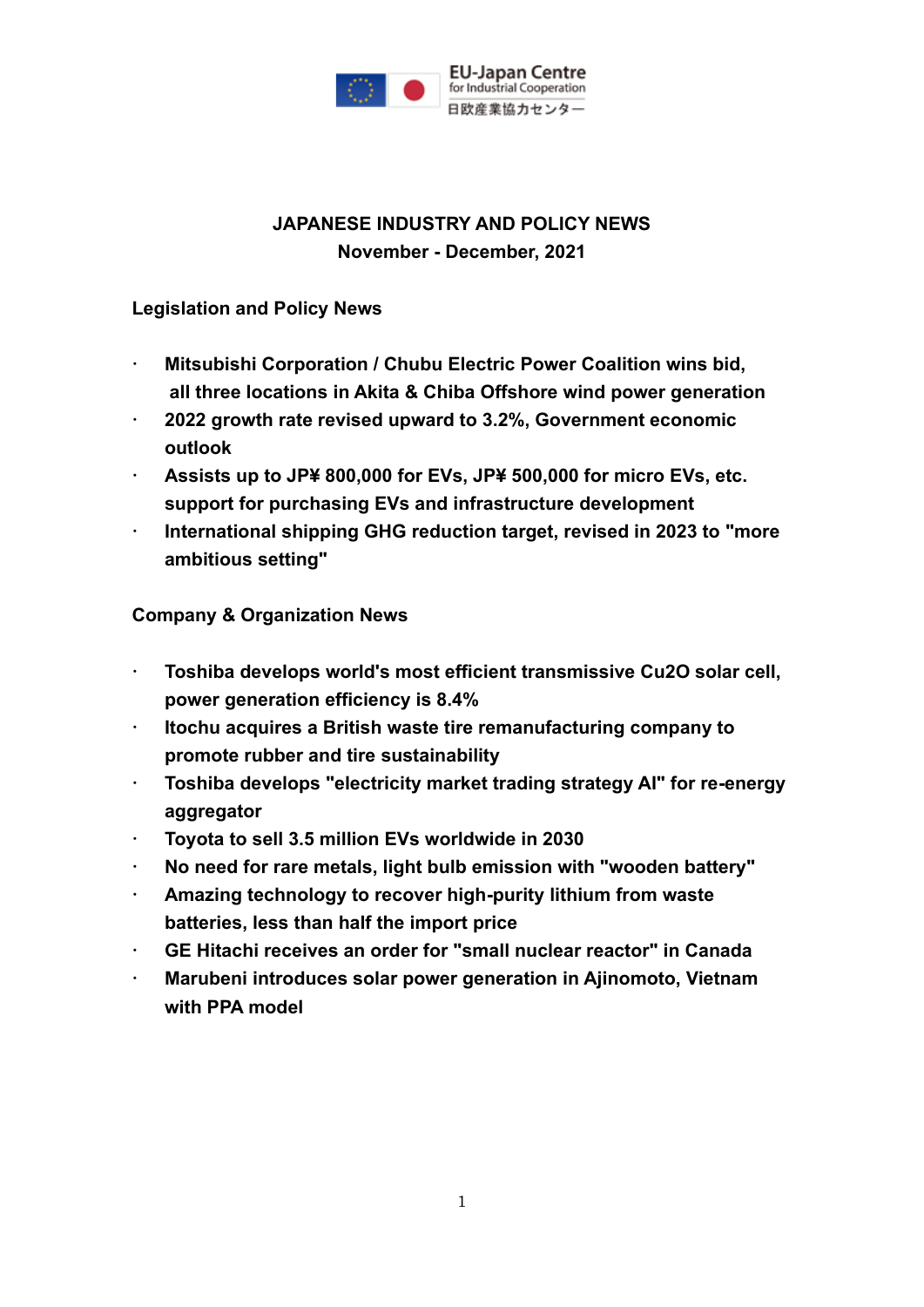EU-Japan Centre for Industrial Cooperation
日欧産業協力センター

# JAPANESE INDUSTRY AND POLICY NEWS
## November - December, 2021

### Legislation and Policy News

- **Mitsubishi Corporation / Chubu Electric Power Coalition wins bid, all three locations in Akita & Chiba Offshore wind power generation**
- **2022 growth rate revised upward to 3.2%, Government economic outlook**
- **Assists up to JP¥ 800,000 for EVs, JP¥ 500,000 for micro EVs, etc. support for purchasing EVs and infrastructure development**
- **International shipping GHG reduction target, revised in 2023 to "more ambitious setting"**

### Company & Organization News

- **Toshiba develops world's most efficient transmissive $Cu_2O$ solar cell, power generation efficiency is 8.4%**
- **Itochu acquires a British waste tire remanufacturing company to promote rubber and tire sustainability**
- **Toshiba develops "electricity market trading strategy AI" for re-energy aggregator**
- **Toyota to sell 3.5 million EVs worldwide in 2030**
- **No need for rare metals, light bulb emission with "wooden battery"**
- **Amazing technology to recover high-purity lithium from waste batteries, less than half the import price**
- **GE Hitachi receives an order for "small nuclear reactor" in Canada**
- **Marubeni introduces solar power generation in Ajinomoto, Vietnam with PPA model**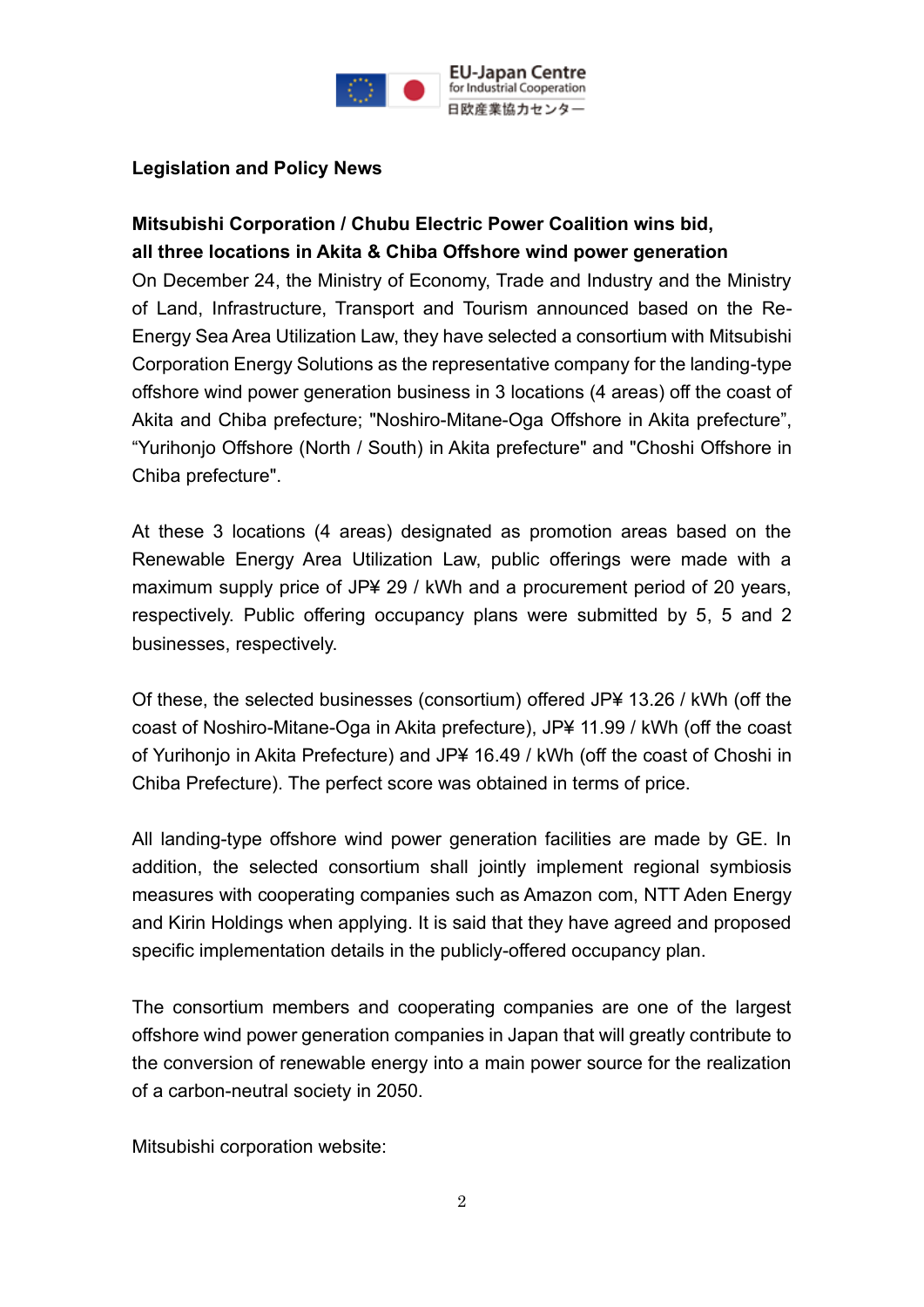## Legislation and Policy News

### Mitsubishi Corporation / Chubu Electric Power Coalition wins bid, all three locations in Akita & Chiba Offshore wind power generation

On December 24, the Ministry of Economy, Trade and Industry and the Ministry of Land, Infrastructure, Transport and Tourism announced based on the Re-Energy Sea Area Utilization Law, they have selected a consortium with Mitsubishi Corporation Energy Solutions as the representative company for the landing-type offshore wind power generation business in 3 locations (4 areas) off the coast of Akita and Chiba prefecture; "Noshiro-Mitane-Oga Offshore in Akita prefecture", "Yurihonjo Offshore (North / South) in Akita prefecture" and "Choshi Offshore in Chiba prefecture".

At these 3 locations (4 areas) designated as promotion areas based on the Renewable Energy Area Utilization Law, public offerings were made with a maximum supply price of JP¥ 29 / kWh and a procurement period of 20 years, respectively. Public offering occupancy plans were submitted by 5, 5 and 2 businesses, respectively.

Of these, the selected businesses (consortium) offered JP¥ 13.26 / kWh (off the coast of Noshiro-Mitane-Oga in Akita prefecture), JP¥ 11.99 / kWh (off the coast of Yurihonjo in Akita Prefecture) and JP¥ 16.49 / kWh (off the coast of Choshi in Chiba Prefecture). The perfect score was obtained in terms of price.

All landing-type offshore wind power generation facilities are made by GE. In addition, the selected consortium shall jointly implement regional symbiosis measures with cooperating companies such as Amazon com, NTT Aden Energy and Kirin Holdings when applying. It is said that they have agreed and proposed specific implementation details in the publicly-offered occupancy plan.

The consortium members and cooperating companies are one of the largest offshore wind power generation companies in Japan that will greatly contribute to the conversion of renewable energy into a main power source for the realization of a carbon-neutral society in 2050.

Mitsubishi corporation website: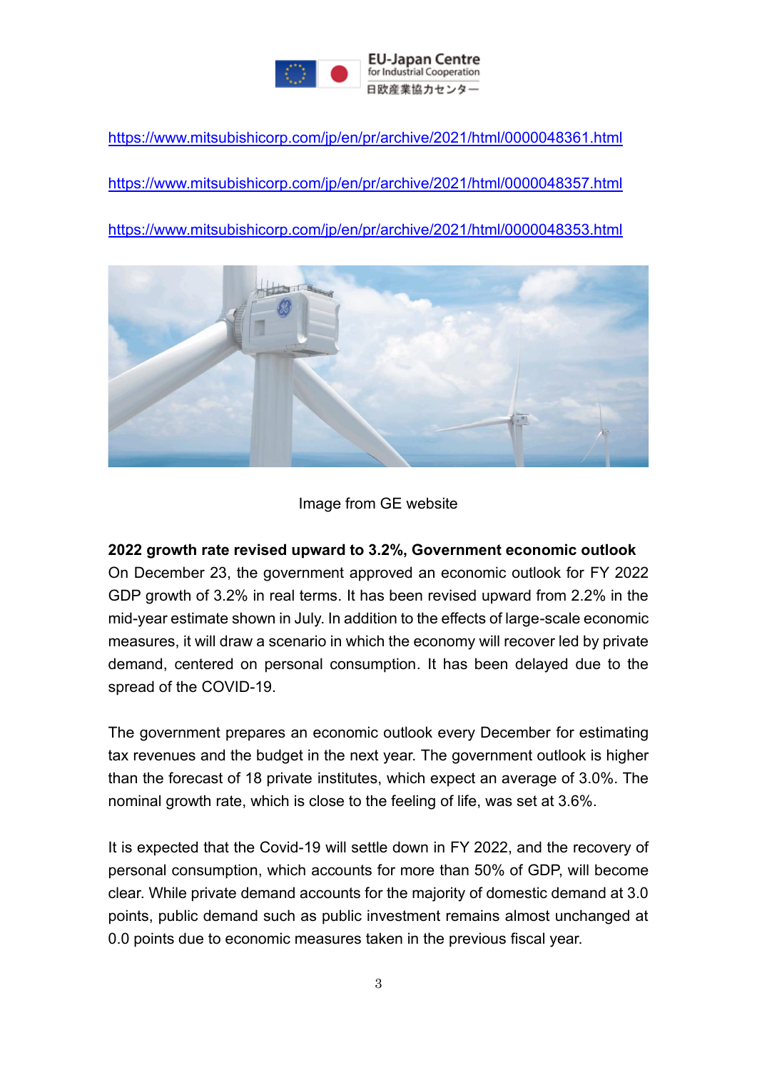https://www.mitsubishicorp.com/jp/en/pr/archive/2021/html/0000048361.html

https://www.mitsubishicorp.com/jp/en/pr/archive/2021/html/0000048357.html

https://www.mitsubishicorp.com/jp/en/pr/archive/2021/html/0000048353.html

Image from GE website

**2022 growth rate revised upward to 3.2%, Government economic outlook**

On December 23, the government approved an economic outlook for FY 2022 GDP growth of 3.2% in real terms. It has been revised upward from 2.2% in the mid-year estimate shown in July. In addition to the effects of large-scale economic measures, it will draw a scenario in which the economy will recover led by private demand, centered on personal consumption. It has been delayed due to the spread of the COVID-19.

The government prepares an economic outlook every December for estimating tax revenues and the budget in the next year. The government outlook is higher than the forecast of 18 private institutes, which expect an average of 3.0%. The nominal growth rate, which is close to the feeling of life, was set at 3.6%.

It is expected that the Covid-19 will settle down in FY 2022, and the recovery of personal consumption, which accounts for more than 50% of GDP, will become clear. While private demand accounts for the majority of domestic demand at 3.0 points, public demand such as public investment remains almost unchanged at 0.0 points due to economic measures taken in the previous fiscal year.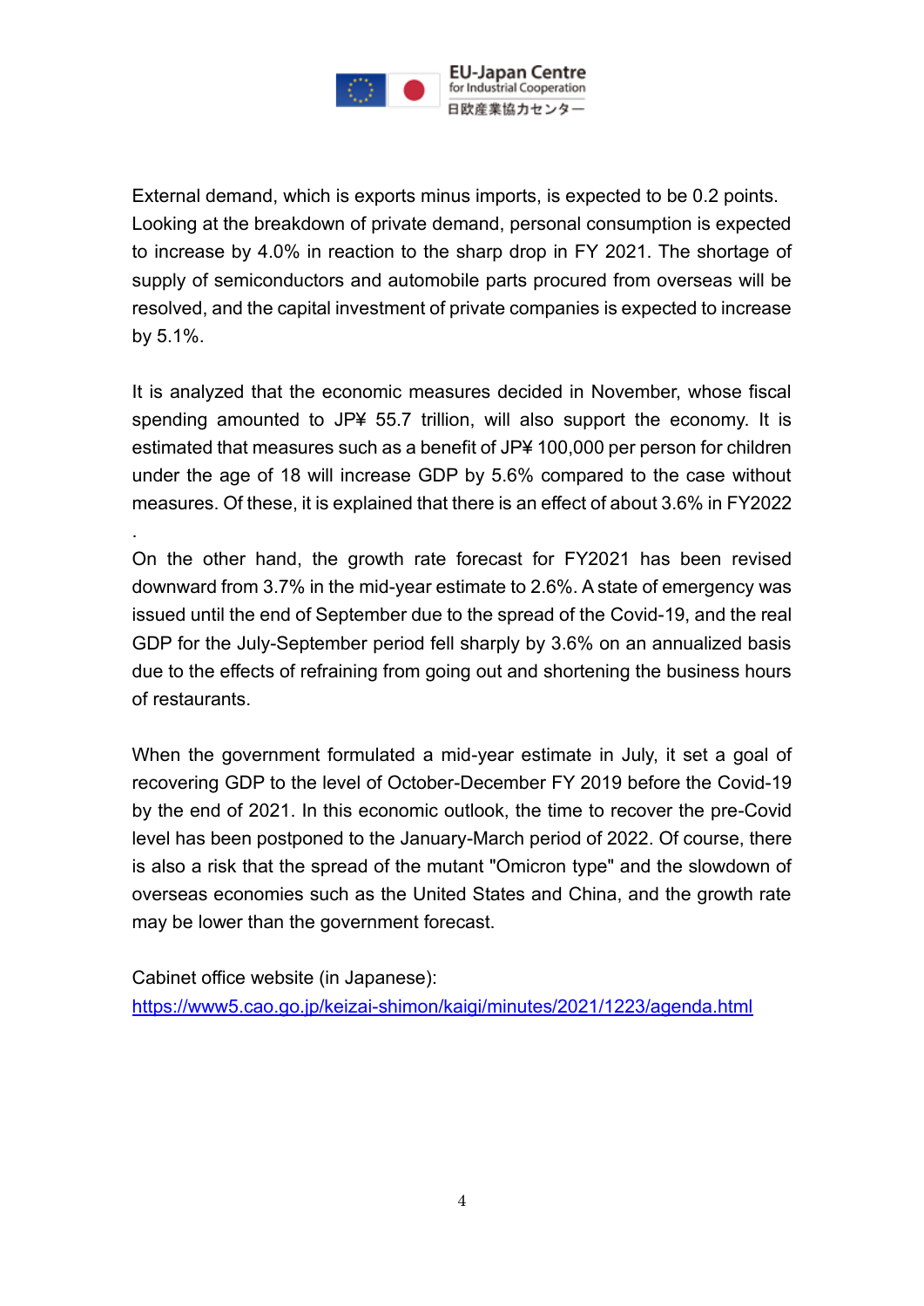External demand, which is exports minus imports, is expected to be 0.2 points. Looking at the breakdown of private demand, personal consumption is expected to increase by 4.0% in reaction to the sharp drop in FY 2021. The shortage of supply of semiconductors and automobile parts procured from overseas will be resolved, and the capital investment of private companies is expected to increase by 5.1%.

It is analyzed that the economic measures decided in November, whose fiscal spending amounted to JP¥ 55.7 trillion, will also support the economy. It is estimated that measures such as a benefit of JP¥ 100,000 per person for children under the age of 18 will increase GDP by 5.6% compared to the case without measures. Of these, it is explained that there is an effect of about 3.6% in FY2022
.
On the other hand, the growth rate forecast for FY2021 has been revised downward from 3.7% in the mid-year estimate to 2.6%. A state of emergency was issued until the end of September due to the spread of the Covid-19, and the real GDP for the July-September period fell sharply by 3.6% on an annualized basis due to the effects of refraining from going out and shortening the business hours of restaurants.

When the government formulated a mid-year estimate in July, it set a goal of recovering GDP to the level of October-December FY 2019 before the Covid-19 by the end of 2021. In this economic outlook, the time to recover the pre-Covid level has been postponed to the January-March period of 2022. Of course, there is also a risk that the spread of the mutant "Omicron type" and the slowdown of overseas economies such as the United States and China, and the growth rate may be lower than the government forecast.

Cabinet office website (in Japanese):
https://www5.cao.go.jp/keizai-shimon/kaigi/minutes/2021/1223/agenda.html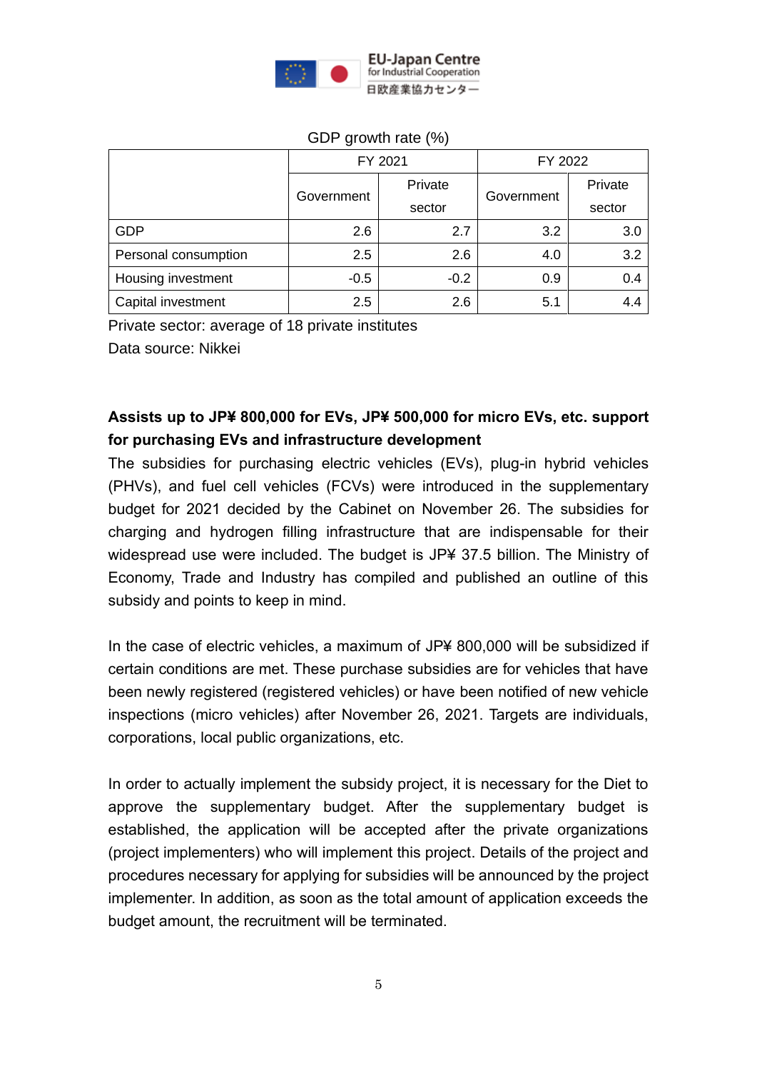GDP growth rate (%)

| | FY 2021 | | FY 2022 | |
|---|---|---|---|---|
| | Government | Private sector | Government | Private sector |
| GDP | 2.6 | 2.7 | 3.2 | 3.0 |
| Personal consumption | 2.5 | 2.6 | 4.0 | 3.2 |
| Housing investment | -0.5 | -0.2 | 0.9 | 0.4 |
| Capital investment | 2.5 | 2.6 | 5.1 | 4.4 |

Private sector: average of 18 private institutes
Data source: Nikkei

**Assists up to JP¥ 800,000 for EVs, JP¥ 500,000 for micro EVs, etc. support for purchasing EVs and infrastructure development**

The subsidies for purchasing electric vehicles (EVs), plug-in hybrid vehicles (PHVs), and fuel cell vehicles (FCVs) were introduced in the supplementary budget for 2021 decided by the Cabinet on November 26. The subsidies for charging and hydrogen filling infrastructure that are indispensable for their widespread use were included. The budget is JP¥ 37.5 billion. The Ministry of Economy, Trade and Industry has compiled and published an outline of this subsidy and points to keep in mind.

In the case of electric vehicles, a maximum of JP¥ 800,000 will be subsidized if certain conditions are met. These purchase subsidies are for vehicles that have been newly registered (registered vehicles) or have been notified of new vehicle inspections (micro vehicles) after November 26, 2021. Targets are individuals, corporations, local public organizations, etc.

In order to actually implement the subsidy project, it is necessary for the Diet to approve the supplementary budget. After the supplementary budget is established, the application will be accepted after the private organizations (project implementers) who will implement this project. Details of the project and procedures necessary for applying for subsidies will be announced by the project implementer. In addition, as soon as the total amount of application exceeds the budget amount, the recruitment will be terminated.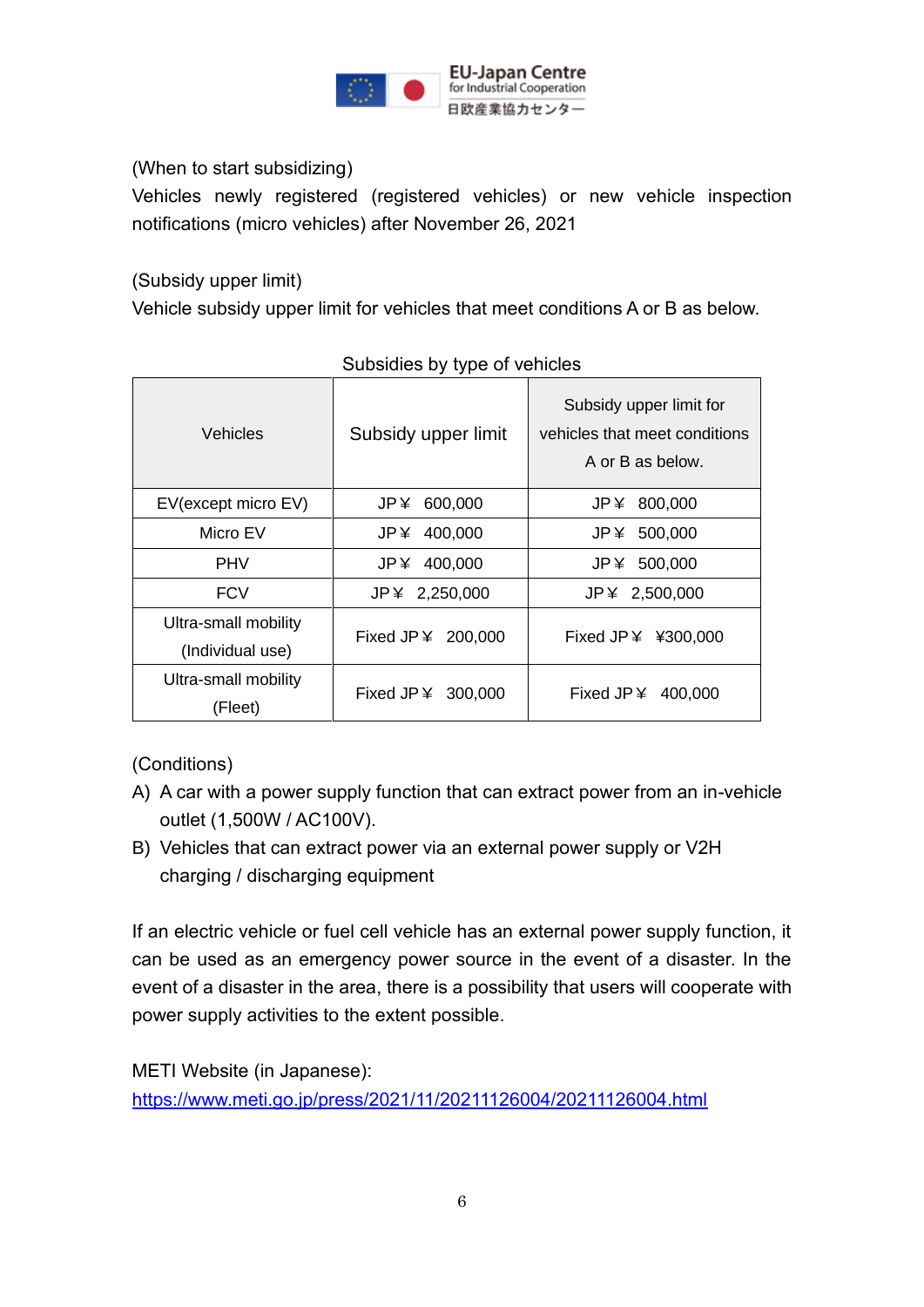(When to start subsidizing)

Vehicles newly registered (registered vehicles) or new vehicle inspection notifications (micro vehicles) after November 26, 2021

(Subsidy upper limit)

Vehicle subsidy upper limit for vehicles that meet conditions A or B as below.

Subsidies by type of vehicles

| Vehicles | Subsidy upper limit | Subsidy upper limit for vehicles that meet conditions A or B as below. |
|---|---|---|
| EV(except micro EV) | JP￥ 600,000 | JP￥ 800,000 |
| Micro EV | JP￥ 400,000 | JP￥ 500,000 |
| PHV | JP￥ 400,000 | JP￥ 500,000 |
| FCV | JP￥ 2,250,000 | JP￥ 2,500,000 |
| Ultra-small mobility (Individual use) | Fixed JP￥ 200,000 | Fixed JP￥ ¥300,000 |
| Ultra-small mobility (Fleet) | Fixed JP￥ 300,000 | Fixed JP￥ 400,000 |

(Conditions)

A) A car with a power supply function that can extract power from an in-vehicle outlet (1,500W / AC100V).

B) Vehicles that can extract power via an external power supply or V2H charging / discharging equipment

If an electric vehicle or fuel cell vehicle has an external power supply function, it can be used as an emergency power source in the event of a disaster. In the event of a disaster in the area, there is a possibility that users will cooperate with power supply activities to the extent possible.

METI Website (in Japanese):
https://www.meti.go.jp/press/2021/11/20211126004/20211126004.html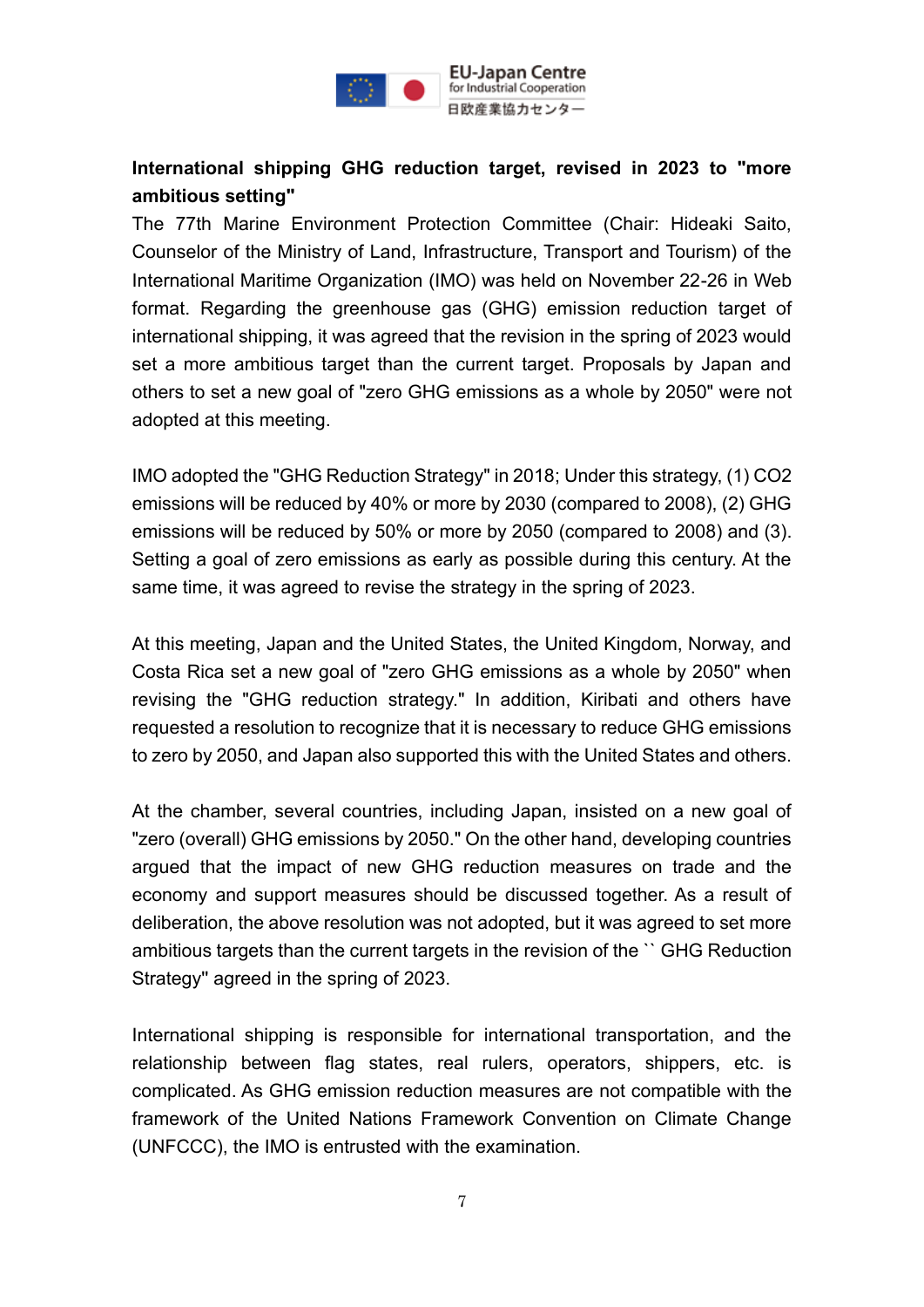**International shipping GHG reduction target, revised in 2023 to "more ambitious setting"**

The 77th Marine Environment Protection Committee (Chair: Hideaki Saito, Counselor of the Ministry of Land, Infrastructure, Transport and Tourism) of the International Maritime Organization (IMO) was held on November 22-26 in Web format. Regarding the greenhouse gas (GHG) emission reduction target of international shipping, it was agreed that the revision in the spring of 2023 would set a more ambitious target than the current target. Proposals by Japan and others to set a new goal of "zero GHG emissions as a whole by 2050" were not adopted at this meeting.

IMO adopted the "GHG Reduction Strategy" in 2018; Under this strategy, (1) $CO_2$ emissions will be reduced by 40% or more by 2030 (compared to 2008), (2) GHG emissions will be reduced by 50% or more by 2050 (compared to 2008) and (3). Setting a goal of zero emissions as early as possible during this century. At the same time, it was agreed to revise the strategy in the spring of 2023.

At this meeting, Japan and the United States, the United Kingdom, Norway, and Costa Rica set a new goal of "zero GHG emissions as a whole by 2050" when revising the "GHG reduction strategy." In addition, Kiribati and others have requested a resolution to recognize that it is necessary to reduce GHG emissions to zero by 2050, and Japan also supported this with the United States and others.

At the chamber, several countries, including Japan, insisted on a new goal of "zero (overall) GHG emissions by 2050." On the other hand, developing countries argued that the impact of new GHG reduction measures on trade and the economy and support measures should be discussed together. As a result of deliberation, the above resolution was not adopted, but it was agreed to set more ambitious targets than the current targets in the revision of the `` GHG Reduction Strategy" agreed in the spring of 2023.

International shipping is responsible for international transportation, and the relationship between flag states, real rulers, operators, shippers, etc. is complicated. As GHG emission reduction measures are not compatible with the framework of the United Nations Framework Convention on Climate Change (UNFCCC), the IMO is entrusted with the examination.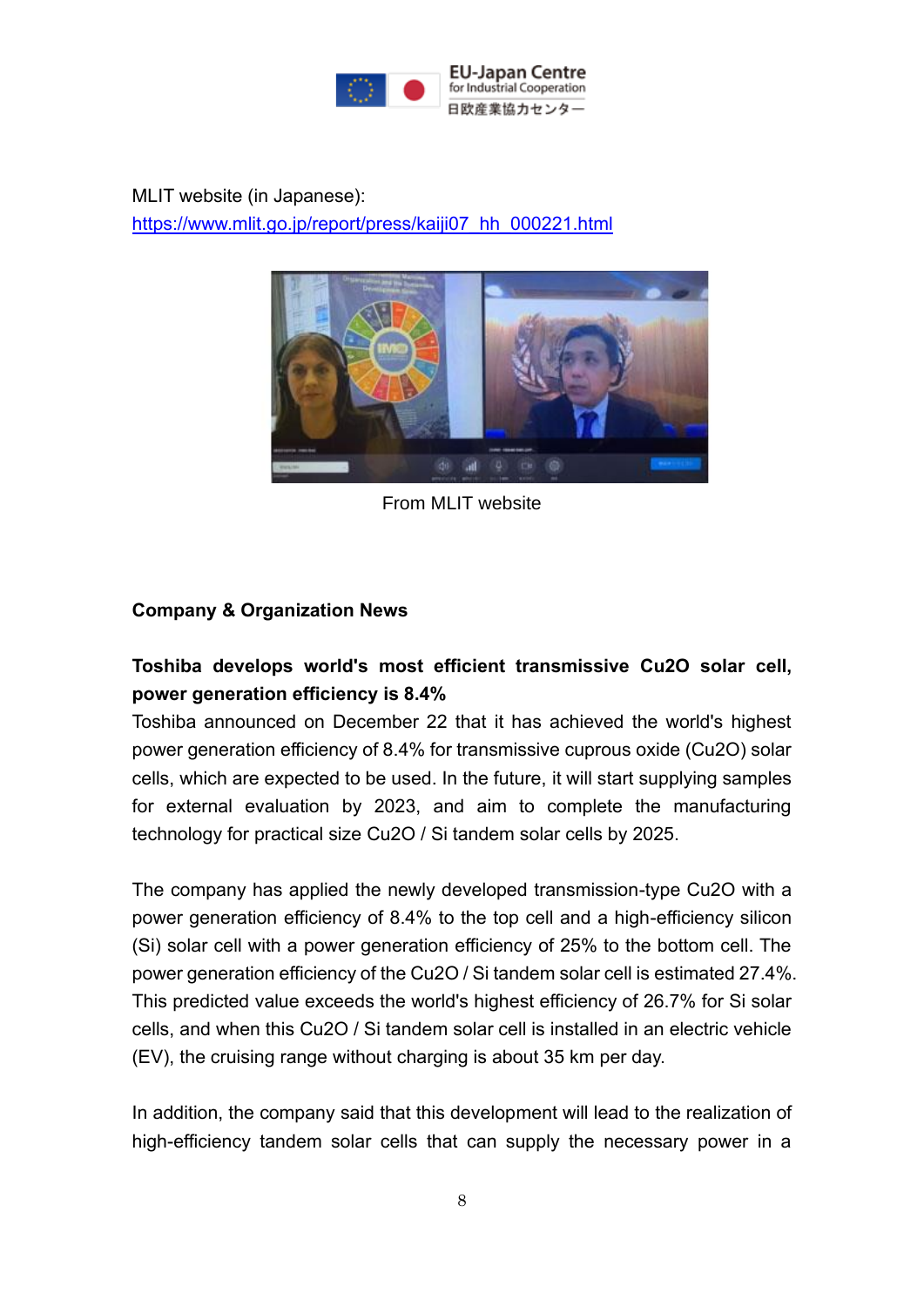MLIT website (in Japanese):
https://www.mlit.go.jp/report/press/kaiji07_hh_000221.html

From MLIT website

**Company & Organization News**

**Toshiba develops world's most efficient transmissive Cu2O solar cell, power generation efficiency is 8.4%**

Toshiba announced on December 22 that it has achieved the world's highest power generation efficiency of 8.4% for transmissive cuprous oxide (Cu2O) solar cells, which are expected to be used. In the future, it will start supplying samples for external evaluation by 2023, and aim to complete the manufacturing technology for practical size Cu2O / Si tandem solar cells by 2025.

The company has applied the newly developed transmission-type Cu2O with a power generation efficiency of 8.4% to the top cell and a high-efficiency silicon (Si) solar cell with a power generation efficiency of 25% to the bottom cell. The power generation efficiency of the Cu2O / Si tandem solar cell is estimated 27.4%. This predicted value exceeds the world's highest efficiency of 26.7% for Si solar cells, and when this Cu2O / Si tandem solar cell is installed in an electric vehicle (EV), the cruising range without charging is about 35 km per day.

In addition, the company said that this development will lead to the realization of high-efficiency tandem solar cells that can supply the necessary power in a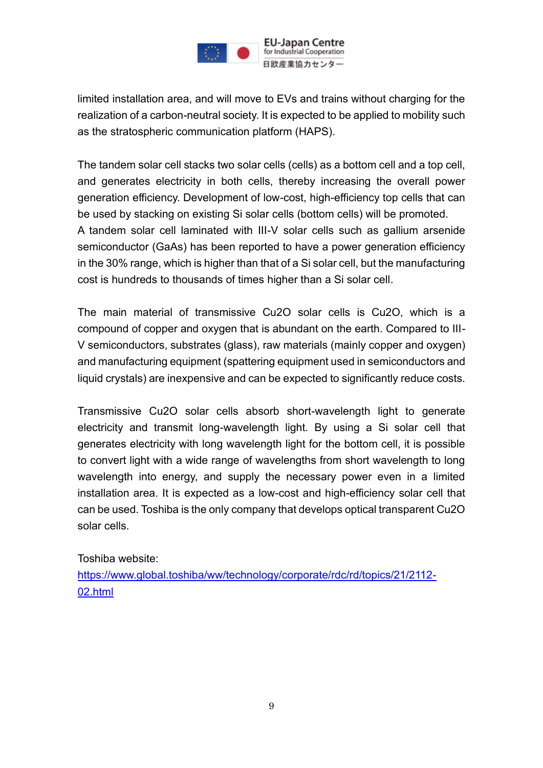limited installation area, and will move to EVs and trains without charging for the realization of a carbon-neutral society. It is expected to be applied to mobility such as the stratospheric communication platform (HAPS).

The tandem solar cell stacks two solar cells (cells) as a bottom cell and a top cell, and generates electricity in both cells, thereby increasing the overall power generation efficiency. Development of low-cost, high-efficiency top cells that can be used by stacking on existing Si solar cells (bottom cells) will be promoted.
A tandem solar cell laminated with III-V solar cells such as gallium arsenide semiconductor (GaAs) has been reported to have a power generation efficiency in the 30% range, which is higher than that of a Si solar cell, but the manufacturing cost is hundreds to thousands of times higher than a Si solar cell.

The main material of transmissive $Cu_2O$ solar cells is $Cu_2O$, which is a compound of copper and oxygen that is abundant on the earth. Compared to III-V semiconductors, substrates (glass), raw materials (mainly copper and oxygen) and manufacturing equipment (spattering equipment used in semiconductors and liquid crystals) are inexpensive and can be expected to significantly reduce costs.

Transmissive $Cu_2O$ solar cells absorb short-wavelength light to generate electricity and transmit long-wavelength light. By using a Si solar cell that generates electricity with long wavelength light for the bottom cell, it is possible to convert light with a wide range of wavelengths from short wavelength to long wavelength into energy, and supply the necessary power even in a limited installation area. It is expected as a low-cost and high-efficiency solar cell that can be used. Toshiba is the only company that develops optical transparent $Cu_2O$ solar cells.

Toshiba website:
https://www.global.toshiba/ww/technology/corporate/rdc/rd/topics/21/2112-02.html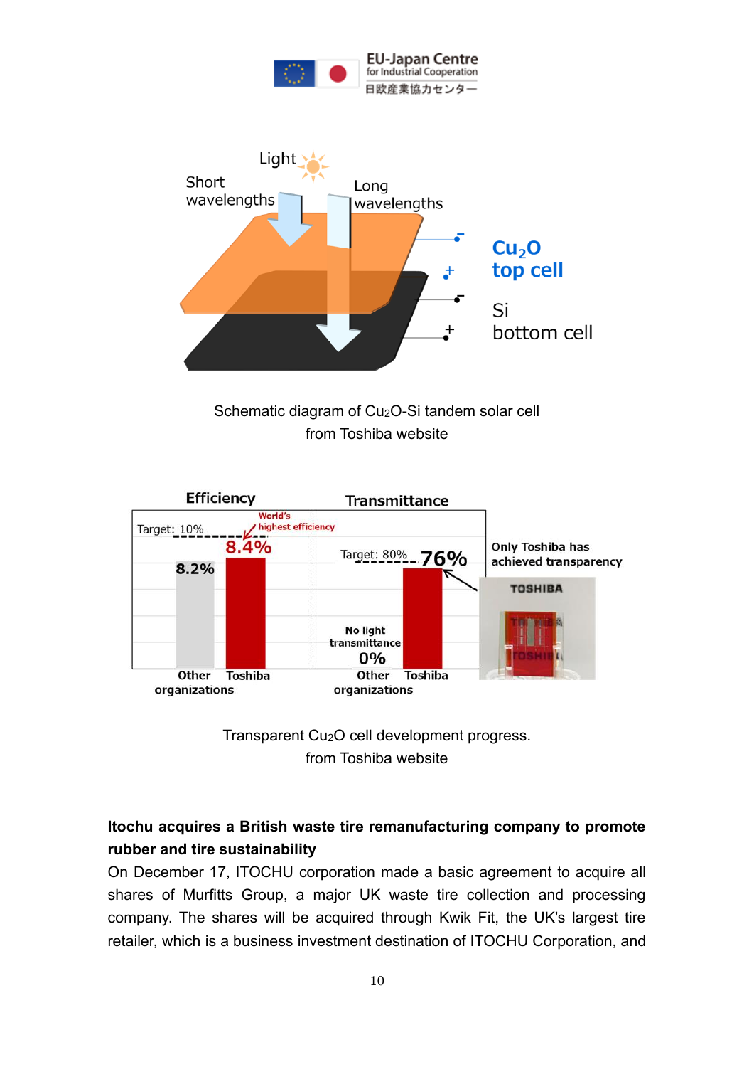Schematic diagram of $Cu_2O$-Si tandem solar cell
from Toshiba website

Transparent $Cu_2O$ cell development progress.
from Toshiba website

**Itochu acquires a British waste tire remanufacturing company to promote rubber and tire sustainability**

On December 17, ITOCHU corporation made a basic agreement to acquire all shares of Murfitts Group, a major UK waste tire collection and processing company. The shares will be acquired through Kwik Fit, the UK's largest tire retailer, which is a business investment destination of ITOCHU Corporation, and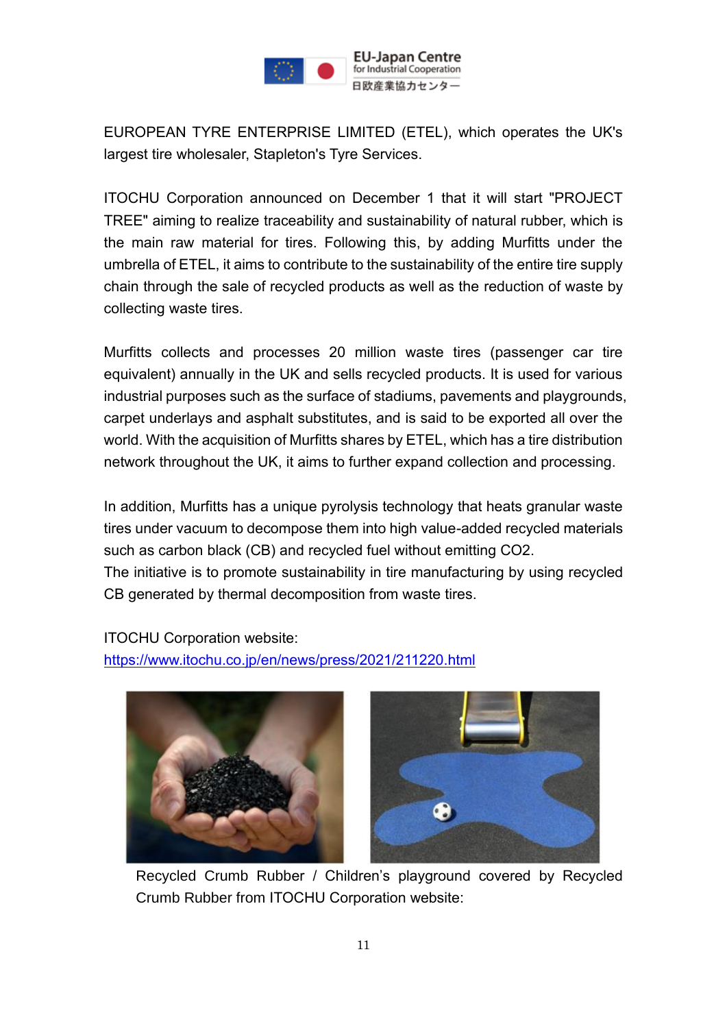EUROPEAN TYRE ENTERPRISE LIMITED (ETEL), which operates the UK's largest tire wholesaler, Stapleton's Tyre Services.

ITOCHU Corporation announced on December 1 that it will start "PROJECT TREE" aiming to realize traceability and sustainability of natural rubber, which is the main raw material for tires. Following this, by adding Murfitts under the umbrella of ETEL, it aims to contribute to the sustainability of the entire tire supply chain through the sale of recycled products as well as the reduction of waste by collecting waste tires.

Murfitts collects and processes 20 million waste tires (passenger car tire equivalent) annually in the UK and sells recycled products. It is used for various industrial purposes such as the surface of stadiums, pavements and playgrounds, carpet underlays and asphalt substitutes, and is said to be exported all over the world. With the acquisition of Murfitts shares by ETEL, which has a tire distribution network throughout the UK, it aims to further expand collection and processing.

In addition, Murfitts has a unique pyrolysis technology that heats granular waste tires under vacuum to decompose them into high value-added recycled materials such as carbon black (CB) and recycled fuel without emitting $CO_2$.
The initiative is to promote sustainability in tire manufacturing by using recycled CB generated by thermal decomposition from waste tires.

ITOCHU Corporation website:
https://www.itochu.co.jp/en/news/press/2021/211220.html

Recycled Crumb Rubber / Children's playground covered by Recycled Crumb Rubber from ITOCHU Corporation website: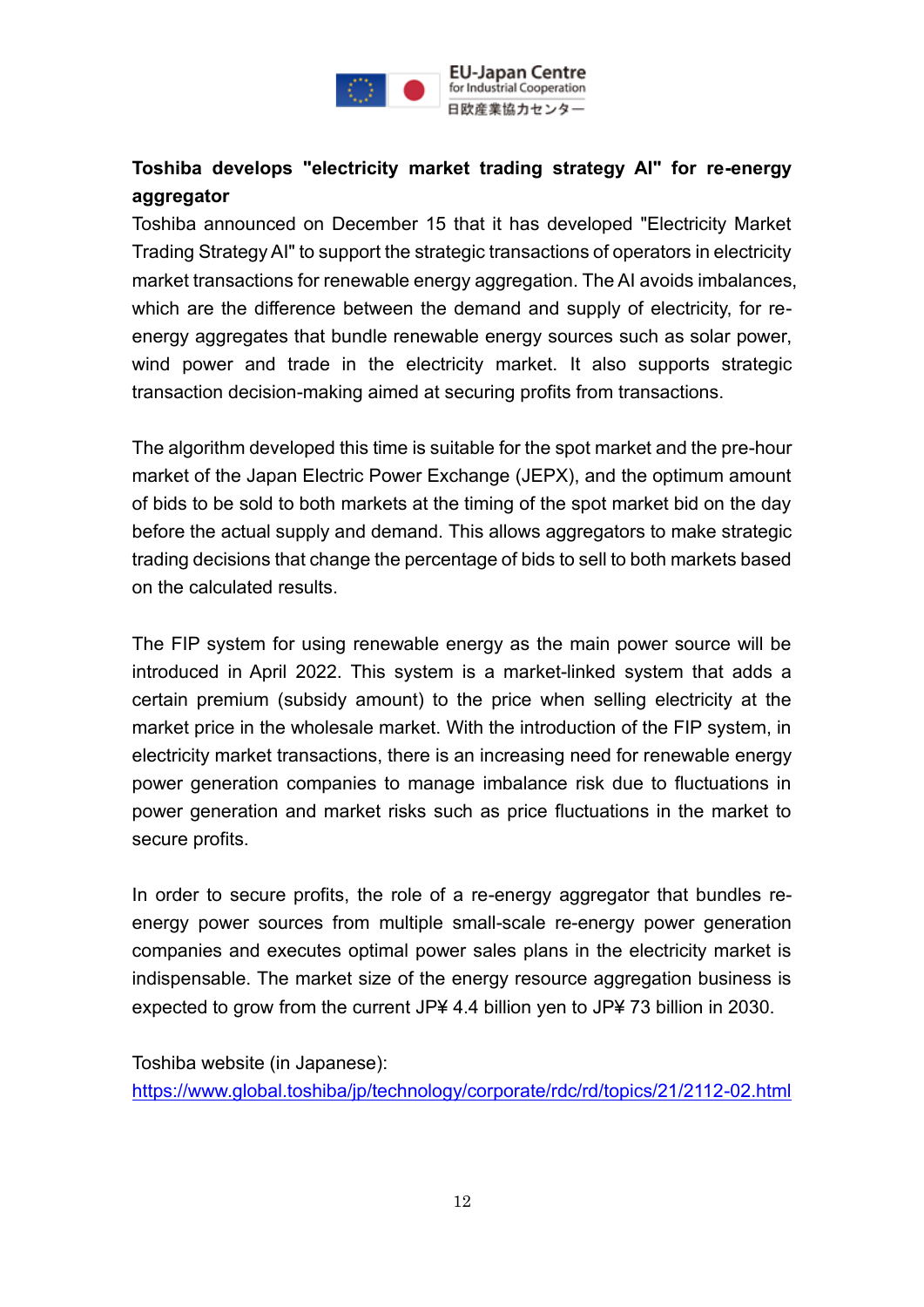**Toshiba develops "electricity market trading strategy AI" for re-energy aggregator**

Toshiba announced on December 15 that it has developed "Electricity Market Trading Strategy AI" to support the strategic transactions of operators in electricity market transactions for renewable energy aggregation. The AI avoids imbalances, which are the difference between the demand and supply of electricity, for re-energy aggregates that bundle renewable energy sources such as solar power, wind power and trade in the electricity market. It also supports strategic transaction decision-making aimed at securing profits from transactions.

The algorithm developed this time is suitable for the spot market and the pre-hour market of the Japan Electric Power Exchange (JEPX), and the optimum amount of bids to be sold to both markets at the timing of the spot market bid on the day before the actual supply and demand. This allows aggregators to make strategic trading decisions that change the percentage of bids to sell to both markets based on the calculated results.

The FIP system for using renewable energy as the main power source will be introduced in April 2022. This system is a market-linked system that adds a certain premium (subsidy amount) to the price when selling electricity at the market price in the wholesale market. With the introduction of the FIP system, in electricity market transactions, there is an increasing need for renewable energy power generation companies to manage imbalance risk due to fluctuations in power generation and market risks such as price fluctuations in the market to secure profits.

In order to secure profits, the role of a re-energy aggregator that bundles re-energy power sources from multiple small-scale re-energy power generation companies and executes optimal power sales plans in the electricity market is indispensable. The market size of the energy resource aggregation business is expected to grow from the current JP¥ 4.4 billion yen to JP¥ 73 billion in 2030.

Toshiba website (in Japanese):
https://www.global.toshiba/jp/technology/corporate/rdc/rd/topics/21/2112-02.html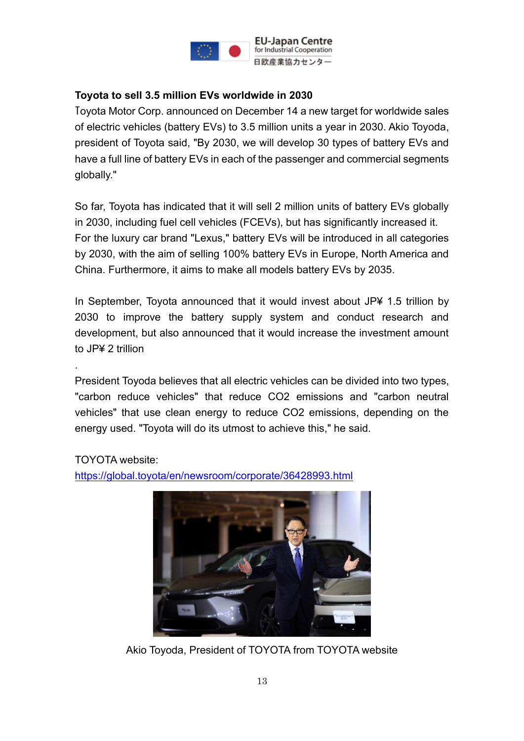**Toyota to sell 3.5 million EVs worldwide in 2030**

Toyota Motor Corp. announced on December 14 a new target for worldwide sales of electric vehicles (battery EVs) to 3.5 million units a year in 2030. Akio Toyoda, president of Toyota said, "By 2030, we will develop 30 types of battery EVs and have a full line of battery EVs in each of the passenger and commercial segments globally."

So far, Toyota has indicated that it will sell 2 million units of battery EVs globally in 2030, including fuel cell vehicles (FCEVs), but has significantly increased it. For the luxury car brand "Lexus," battery EVs will be introduced in all categories by 2030, with the aim of selling 100% battery EVs in Europe, North America and China. Furthermore, it aims to make all models battery EVs by 2035.

In September, Toyota announced that it would invest about JP¥ 1.5 trillion by 2030 to improve the battery supply system and conduct research and development, but also announced that it would increase the investment amount to JP¥ 2 trillion

.

President Toyoda believes that all electric vehicles can be divided into two types, "carbon reduce vehicles" that reduce $CO_2$ emissions and "carbon neutral vehicles" that use clean energy to reduce $CO_2$ emissions, depending on the energy used. "Toyota will do its utmost to achieve this," he said.

TOYOTA website:
https://global.toyota/en/newsroom/corporate/36428993.html

Akio Toyoda, President of TOYOTA from TOYOTA website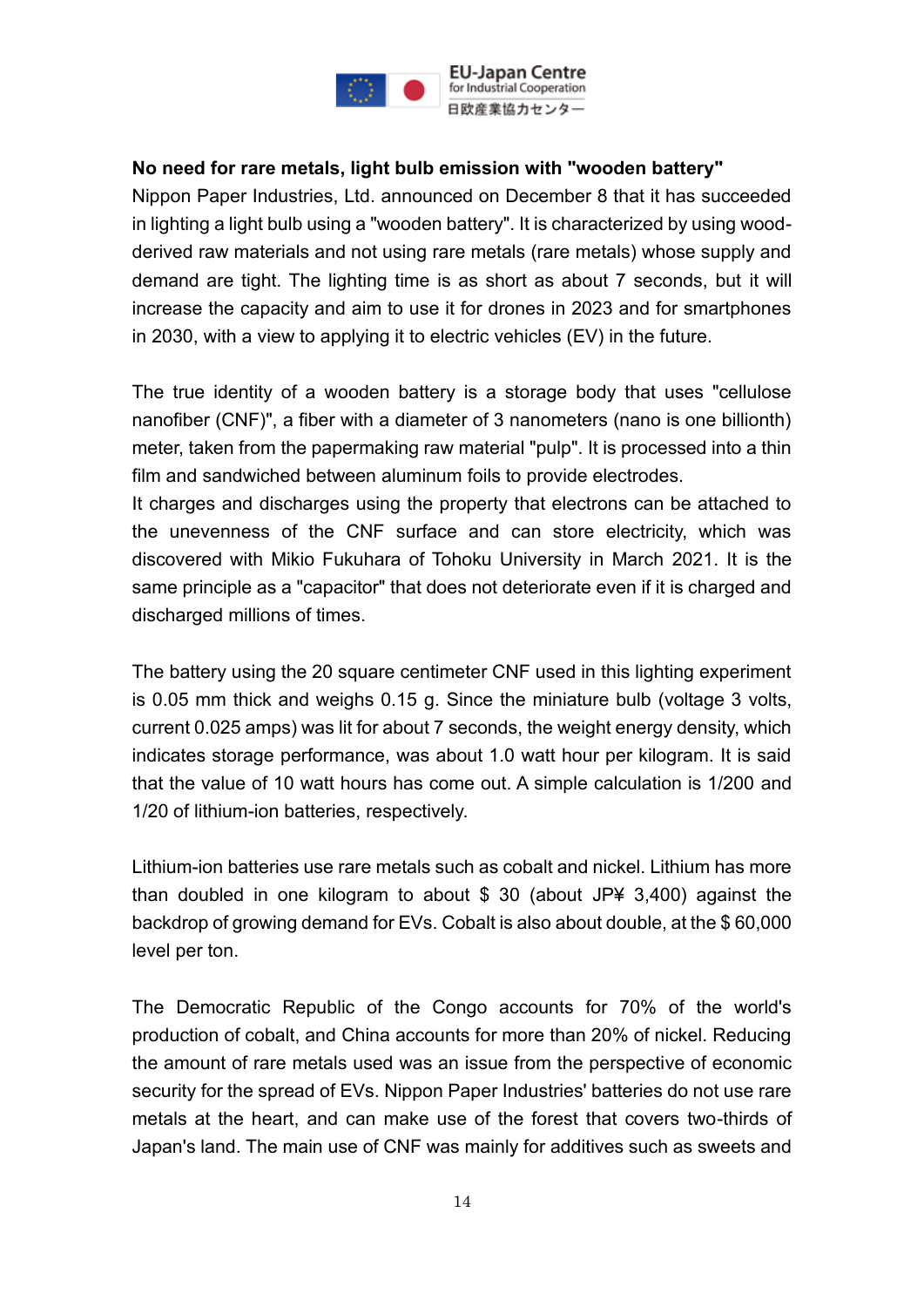**No need for rare metals, light bulb emission with "wooden battery"**

Nippon Paper Industries, Ltd. announced on December 8 that it has succeeded in lighting a light bulb using a "wooden battery". It is characterized by using wood-derived raw materials and not using rare metals (rare metals) whose supply and demand are tight. The lighting time is as short as about 7 seconds, but it will increase the capacity and aim to use it for drones in 2023 and for smartphones in 2030, with a view to applying it to electric vehicles (EV) in the future.

The true identity of a wooden battery is a storage body that uses "cellulose nanofiber (CNF)", a fiber with a diameter of 3 nanometers (nano is one billionth) meter, taken from the papermaking raw material "pulp". It is processed into a thin film and sandwiched between aluminum foils to provide electrodes.

It charges and discharges using the property that electrons can be attached to the unevenness of the CNF surface and can store electricity, which was discovered with Mikio Fukuhara of Tohoku University in March 2021. It is the same principle as a "capacitor" that does not deteriorate even if it is charged and discharged millions of times.

The battery using the 20 square centimeter CNF used in this lighting experiment is 0.05 mm thick and weighs 0.15 g. Since the miniature bulb (voltage 3 volts, current 0.025 amps) was lit for about 7 seconds, the weight energy density, which indicates storage performance, was about 1.0 watt hour per kilogram. It is said that the value of 10 watt hours has come out. A simple calculation is 1/200 and 1/20 of lithium-ion batteries, respectively.

Lithium-ion batteries use rare metals such as cobalt and nickel. Lithium has more than doubled in one kilogram to about $ 30 (about JP¥ 3,400) against the backdrop of growing demand for EVs. Cobalt is also about double, at the $ 60,000 level per ton.

The Democratic Republic of the Congo accounts for 70% of the world's production of cobalt, and China accounts for more than 20% of nickel. Reducing the amount of rare metals used was an issue from the perspective of economic security for the spread of EVs. Nippon Paper Industries' batteries do not use rare metals at the heart, and can make use of the forest that covers two-thirds of Japan's land. The main use of CNF was mainly for additives such as sweets and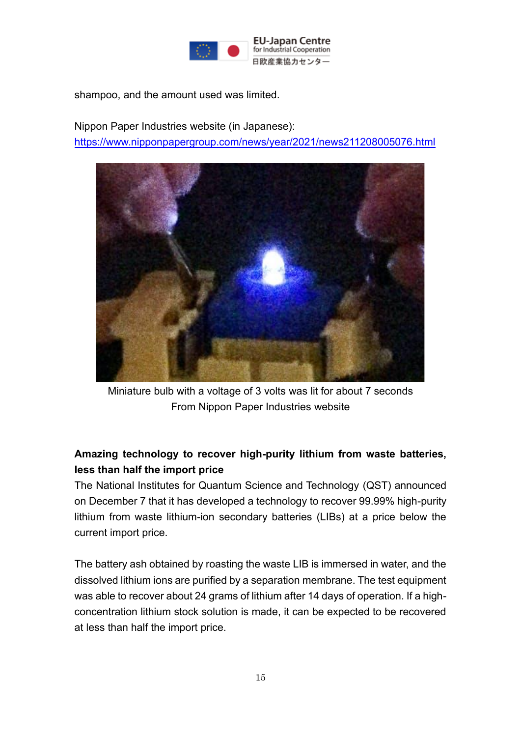shampoo, and the amount used was limited.

Nippon Paper Industries website (in Japanese):
https://www.nipponpapergroup.com/news/year/2021/news211208005076.html

Miniature bulb with a voltage of 3 volts was lit for about 7 seconds
From Nippon Paper Industries website

**Amazing technology to recover high-purity lithium from waste batteries, less than half the import price**

The National Institutes for Quantum Science and Technology (QST) announced on December 7 that it has developed a technology to recover 99.99% high-purity lithium from waste lithium-ion secondary batteries (LIBs) at a price below the current import price.

The battery ash obtained by roasting the waste LIB is immersed in water, and the dissolved lithium ions are purified by a separation membrane. The test equipment was able to recover about 24 grams of lithium after 14 days of operation. If a high-concentration lithium stock solution is made, it can be expected to be recovered at less than half the import price.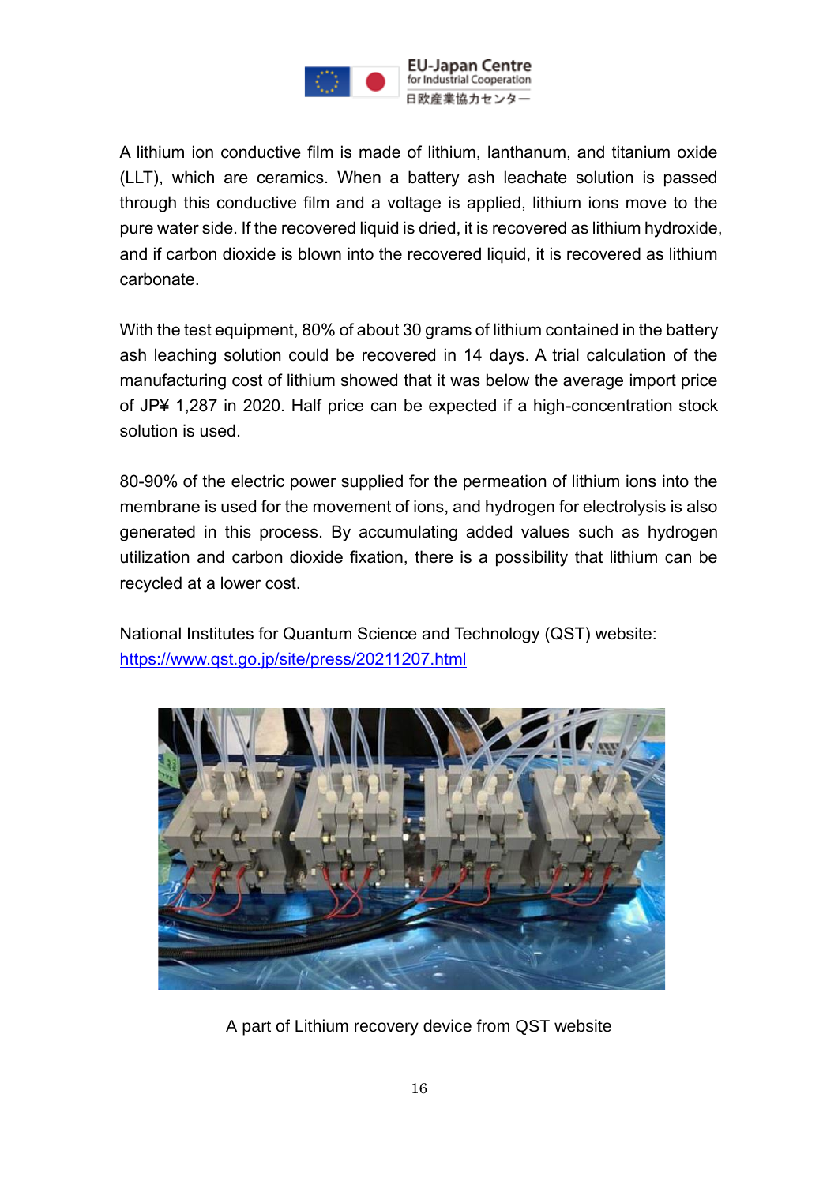A lithium ion conductive film is made of lithium, lanthanum, and titanium oxide (LLT), which are ceramics. When a battery ash leachate solution is passed through this conductive film and a voltage is applied, lithium ions move to the pure water side. If the recovered liquid is dried, it is recovered as lithium hydroxide, and if carbon dioxide is blown into the recovered liquid, it is recovered as lithium carbonate.

With the test equipment, 80% of about 30 grams of lithium contained in the battery ash leaching solution could be recovered in 14 days. A trial calculation of the manufacturing cost of lithium showed that it was below the average import price of JP¥ 1,287 in 2020. Half price can be expected if a high-concentration stock solution is used.

80-90% of the electric power supplied for the permeation of lithium ions into the membrane is used for the movement of ions, and hydrogen for electrolysis is also generated in this process. By accumulating added values such as hydrogen utilization and carbon dioxide fixation, there is a possibility that lithium can be recycled at a lower cost.

National Institutes for Quantum Science and Technology (QST) website: [https://www.qst.go.jp/site/press/20211207.html](https://www.qst.go.jp/site/press/20211207.html)

A part of Lithium recovery device from QST website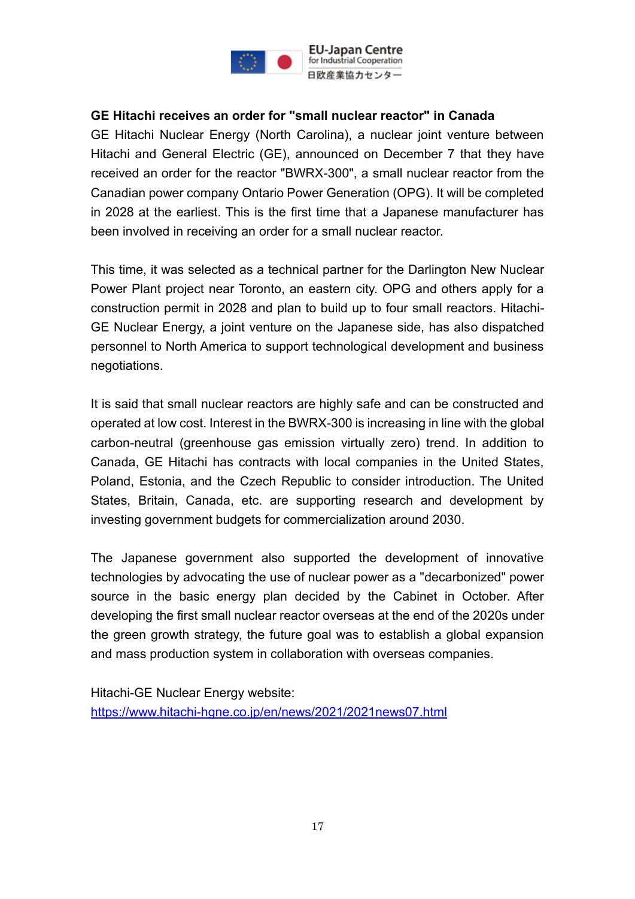**GE Hitachi receives an order for "small nuclear reactor" in Canada**

GE Hitachi Nuclear Energy (North Carolina), a nuclear joint venture between Hitachi and General Electric (GE), announced on December 7 that they have received an order for the reactor "BWRX-300", a small nuclear reactor from the Canadian power company Ontario Power Generation (OPG). It will be completed in 2028 at the earliest. This is the first time that a Japanese manufacturer has been involved in receiving an order for a small nuclear reactor.

This time, it was selected as a technical partner for the Darlington New Nuclear Power Plant project near Toronto, an eastern city. OPG and others apply for a construction permit in 2028 and plan to build up to four small reactors. Hitachi-GE Nuclear Energy, a joint venture on the Japanese side, has also dispatched personnel to North America to support technological development and business negotiations.

It is said that small nuclear reactors are highly safe and can be constructed and operated at low cost. Interest in the BWRX-300 is increasing in line with the global carbon-neutral (greenhouse gas emission virtually zero) trend. In addition to Canada, GE Hitachi has contracts with local companies in the United States, Poland, Estonia, and the Czech Republic to consider introduction. The United States, Britain, Canada, etc. are supporting research and development by investing government budgets for commercialization around 2030.

The Japanese government also supported the development of innovative technologies by advocating the use of nuclear power as a "decarbonized" power source in the basic energy plan decided by the Cabinet in October. After developing the first small nuclear reactor overseas at the end of the 2020s under the green growth strategy, the future goal was to establish a global expansion and mass production system in collaboration with overseas companies.

Hitachi-GE Nuclear Energy website:
https://www.hitachi-hgne.co.jp/en/news/2021/2021news07.html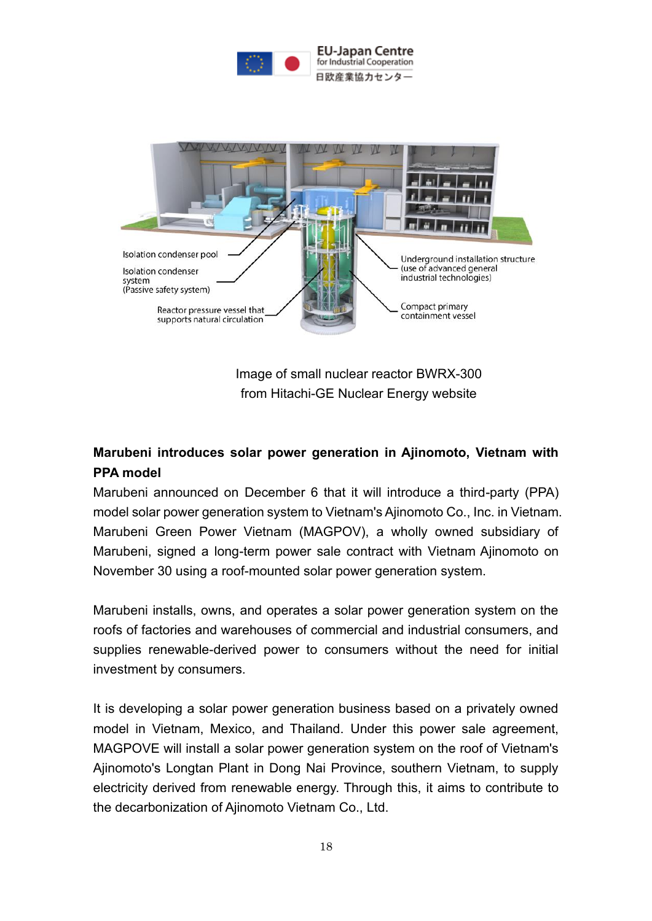Image of small nuclear reactor BWRX-300
from Hitachi-GE Nuclear Energy website

**Marubeni introduces solar power generation in Ajinomoto, Vietnam with PPA model**

Marubeni announced on December 6 that it will introduce a third-party (PPA) model solar power generation system to Vietnam's Ajinomoto Co., Inc. in Vietnam. Marubeni Green Power Vietnam (MAGPOV), a wholly owned subsidiary of Marubeni, signed a long-term power sale contract with Vietnam Ajinomoto on November 30 using a roof-mounted solar power generation system.

Marubeni installs, owns, and operates a solar power generation system on the roofs of factories and warehouses of commercial and industrial consumers, and supplies renewable-derived power to consumers without the need for initial investment by consumers.

It is developing a solar power generation business based on a privately owned model in Vietnam, Mexico, and Thailand. Under this power sale agreement, MAGPOVE will install a solar power generation system on the roof of Vietnam's Ajinomoto's Longtan Plant in Dong Nai Province, southern Vietnam, to supply electricity derived from renewable energy. Through this, it aims to contribute to the decarbonization of Ajinomoto Vietnam Co., Ltd.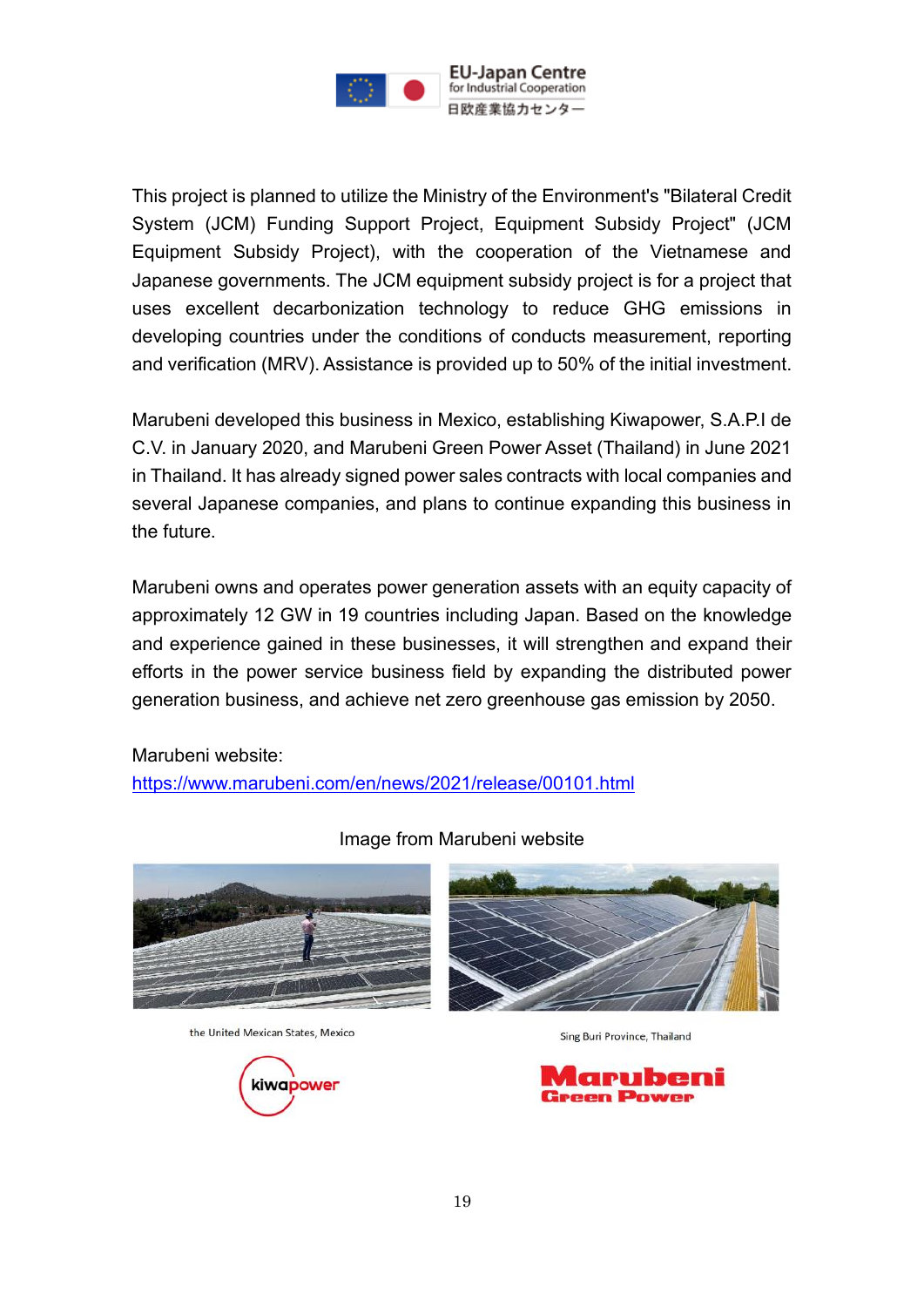This project is planned to utilize the Ministry of the Environment's "Bilateral Credit System (JCM) Funding Support Project, Equipment Subsidy Project" (JCM Equipment Subsidy Project), with the cooperation of the Vietnamese and Japanese governments. The JCM equipment subsidy project is for a project that uses excellent decarbonization technology to reduce GHG emissions in developing countries under the conditions of conducts measurement, reporting and verification (MRV). Assistance is provided up to 50% of the initial investment.

Marubeni developed this business in Mexico, establishing Kiwapower, S.A.P.I de C.V. in January 2020, and Marubeni Green Power Asset (Thailand) in June 2021 in Thailand. It has already signed power sales contracts with local companies and several Japanese companies, and plans to continue expanding this business in the future.

Marubeni owns and operates power generation assets with an equity capacity of approximately 12 GW in 19 countries including Japan. Based on the knowledge and experience gained in these businesses, it will strengthen and expand their efforts in the power service business field by expanding the distributed power generation business, and achieve net zero greenhouse gas emission by 2050.

Marubeni website:
https://www.marubeni.com/en/news/2021/release/00101.html

Image from Marubeni website

the United Mexican States, Mexico

kiwapower

Sing Buri Province, Thailand

Marubeni Green Power